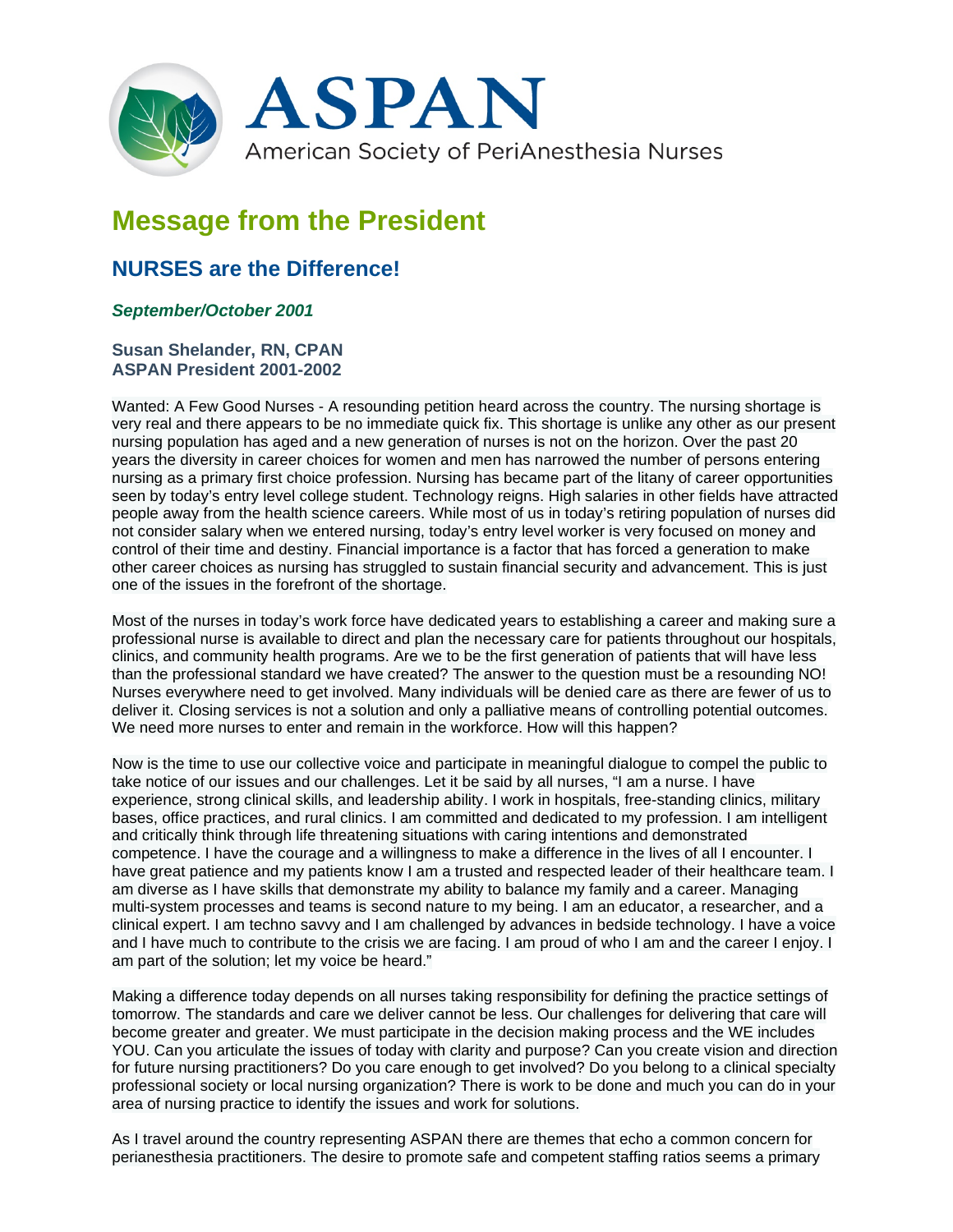ASPAN

American Society of PeriAnesthesia Nurses

# Message from the President

## NURSES are the Difference!

***September/October 2001***

**Susan Shelander, RN, CPAN**
**ASPAN President 2001-2002**

Wanted: A Few Good Nurses - A resounding petition heard across the country. The nursing shortage is very real and there appears to be no immediate quick fix. This shortage is unlike any other as our present nursing population has aged and a new generation of nurses is not on the horizon. Over the past 20 years the diversity in career choices for women and men has narrowed the number of persons entering nursing as a primary first choice profession. Nursing has became part of the litany of career opportunities seen by today's entry level college student. Technology reigns. High salaries in other fields have attracted people away from the health science careers. While most of us in today's retiring population of nurses did not consider salary when we entered nursing, today's entry level worker is very focused on money and control of their time and destiny. Financial importance is a factor that has forced a generation to make other career choices as nursing has struggled to sustain financial security and advancement. This is just one of the issues in the forefront of the shortage.

Most of the nurses in today's work force have dedicated years to establishing a career and making sure a professional nurse is available to direct and plan the necessary care for patients throughout our hospitals, clinics, and community health programs. Are we to be the first generation of patients that will have less than the professional standard we have created? The answer to the question must be a resounding NO! Nurses everywhere need to get involved. Many individuals will be denied care as there are fewer of us to deliver it. Closing services is not a solution and only a palliative means of controlling potential outcomes. We need more nurses to enter and remain in the workforce. How will this happen?

Now is the time to use our collective voice and participate in meaningful dialogue to compel the public to take notice of our issues and our challenges. Let it be said by all nurses, "I am a nurse. I have experience, strong clinical skills, and leadership ability. I work in hospitals, free-standing clinics, military bases, office practices, and rural clinics. I am committed and dedicated to my profession. I am intelligent and critically think through life threatening situations with caring intentions and demonstrated competence. I have the courage and a willingness to make a difference in the lives of all I encounter. I have great patience and my patients know I am a trusted and respected leader of their healthcare team. I am diverse as I have skills that demonstrate my ability to balance my family and a career. Managing multi-system processes and teams is second nature to my being. I am an educator, a researcher, and a clinical expert. I am techno savvy and I am challenged by advances in bedside technology. I have a voice and I have much to contribute to the crisis we are facing. I am proud of who I am and the career I enjoy. I am part of the solution; let my voice be heard."

Making a difference today depends on all nurses taking responsibility for defining the practice settings of tomorrow. The standards and care we deliver cannot be less. Our challenges for delivering that care will become greater and greater. We must participate in the decision making process and the WE includes YOU. Can you articulate the issues of today with clarity and purpose? Can you create vision and direction for future nursing practitioners? Do you care enough to get involved? Do you belong to a clinical specialty professional society or local nursing organization? There is work to be done and much you can do in your area of nursing practice to identify the issues and work for solutions.

As I travel around the country representing ASPAN there are themes that echo a common concern for perianesthesia practitioners. The desire to promote safe and competent staffing ratios seems a primary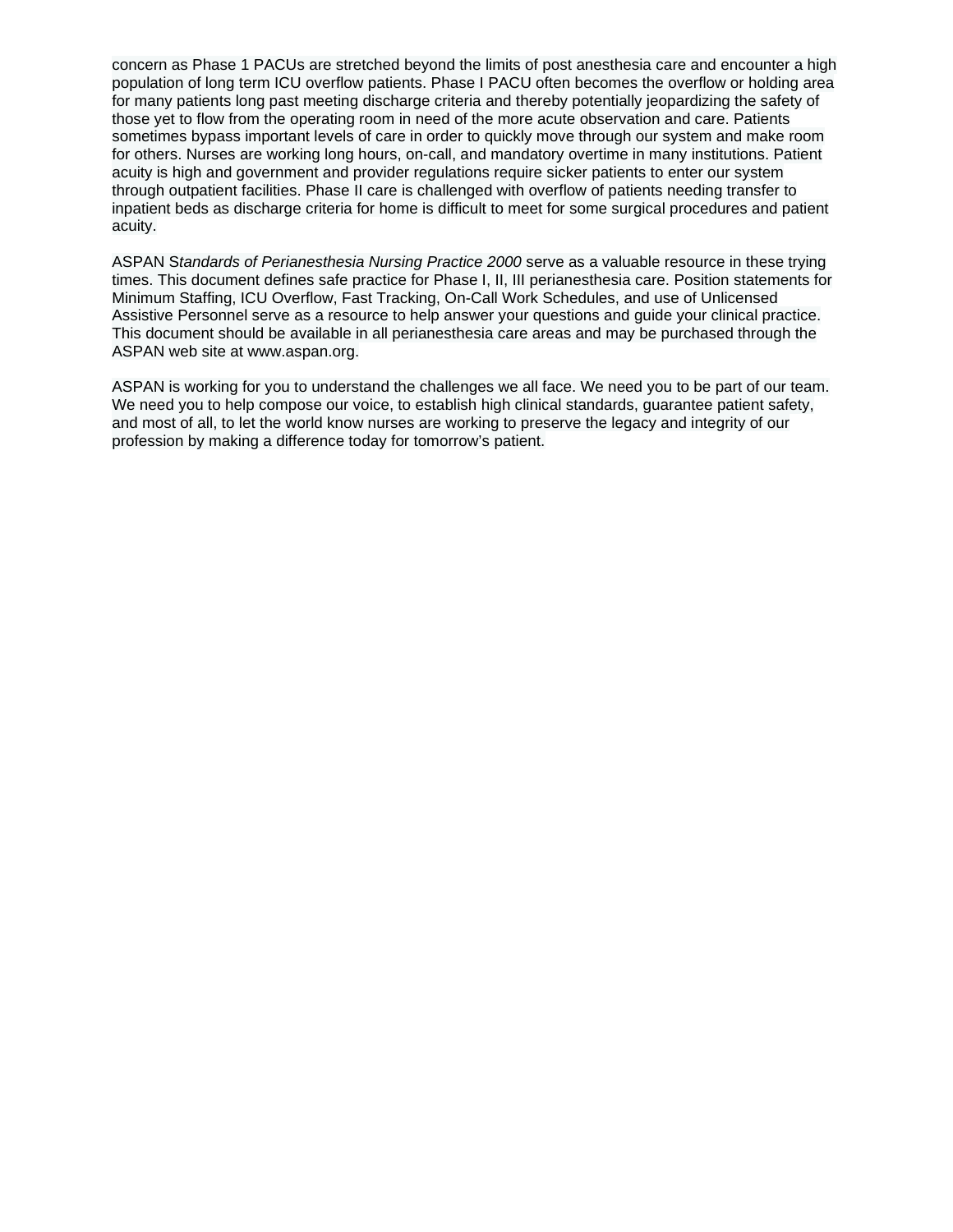concern as Phase 1 PACUs are stretched beyond the limits of post anesthesia care and encounter a high population of long term ICU overflow patients. Phase I PACU often becomes the overflow or holding area for many patients long past meeting discharge criteria and thereby potentially jeopardizing the safety of those yet to flow from the operating room in need of the more acute observation and care. Patients sometimes bypass important levels of care in order to quickly move through our system and make room for others. Nurses are working long hours, on-call, and mandatory overtime in many institutions. Patient acuity is high and government and provider regulations require sicker patients to enter our system through outpatient facilities. Phase II care is challenged with overflow of patients needing transfer to inpatient beds as discharge criteria for home is difficult to meet for some surgical procedures and patient acuity.

ASPAN S*tandards of Perianesthesia Nursing Practice 2000* serve as a valuable resource in these trying times. This document defines safe practice for Phase I, II, III perianesthesia care. Position statements for Minimum Staffing, ICU Overflow, Fast Tracking, On-Call Work Schedules, and use of Unlicensed Assistive Personnel serve as a resource to help answer your questions and guide your clinical practice. This document should be available in all perianesthesia care areas and may be purchased through the ASPAN web site at www.aspan.org.

ASPAN is working for you to understand the challenges we all face. We need you to be part of our team. We need you to help compose our voice, to establish high clinical standards, guarantee patient safety, and most of all, to let the world know nurses are working to preserve the legacy and integrity of our profession by making a difference today for tomorrow's patient.